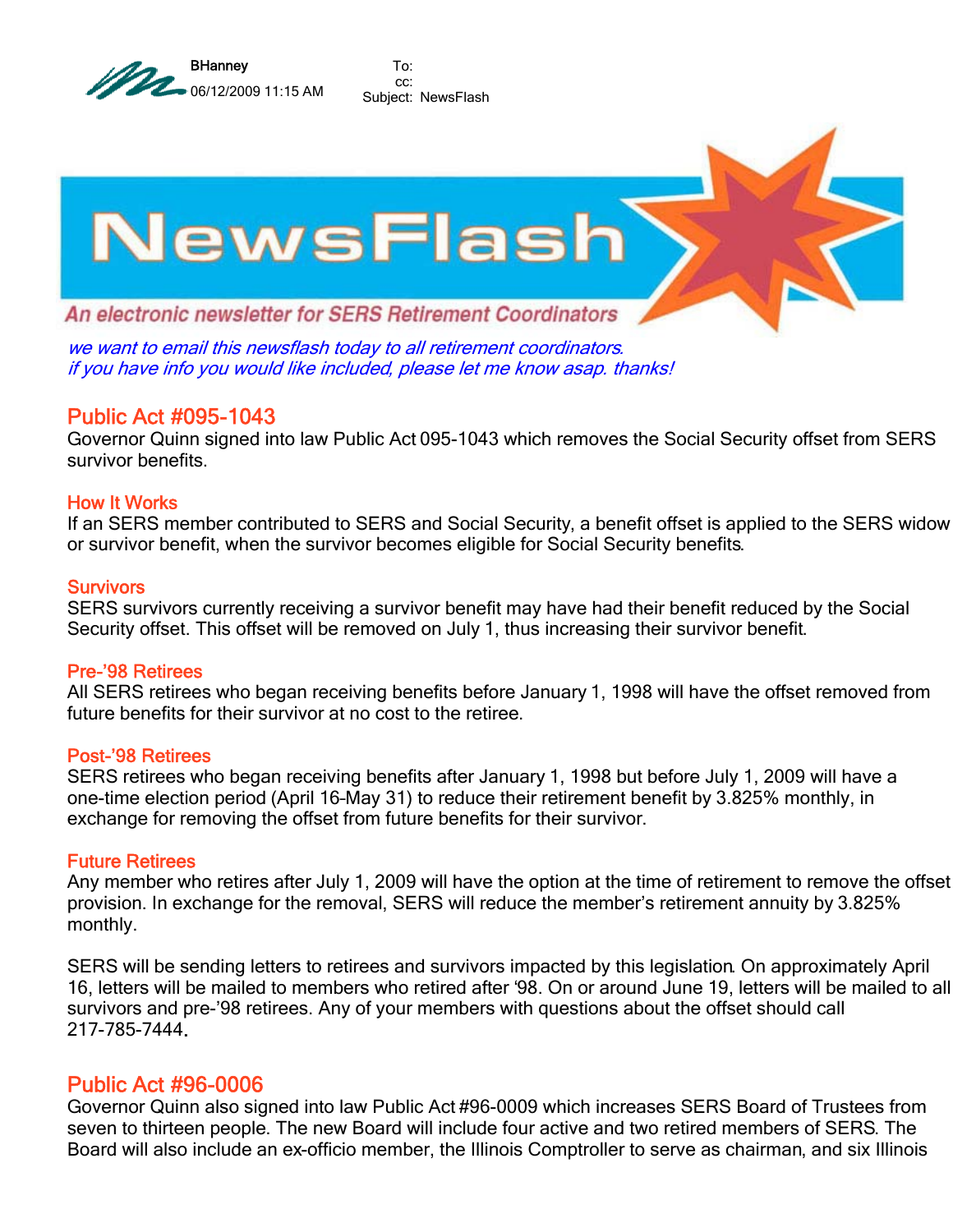BHanney
06/12/2009 11:15 AM

To:
cc:
Subject: NewsFlash

# NewsFlash

*An electronic newsletter for SERS Retirement Coordinators*

*we want to email this newsflash today to all retirement coordinators.*
*if you have info you would like included, please let me know asap. thanks!*

## Public Act #095-1043

Governor Quinn signed into law Public Act 095-1043 which removes the Social Security offset from SERS survivor benefits.

### How It Works

If an SERS member contributed to SERS and Social Security, a benefit offset is applied to the SERS widow or survivor benefit, when the survivor becomes eligible for Social Security benefits.

### Survivors

SERS survivors currently receiving a survivor benefit may have had their benefit reduced by the Social Security offset. This offset will be removed on July 1, thus increasing their survivor benefit.

### Pre-'98 Retirees

All SERS retirees who began receiving benefits before January 1, 1998 will have the offset removed from future benefits for their survivor at no cost to the retiree.

### Post-'98 Retirees

SERS retirees who began receiving benefits after January 1, 1998 but before July 1, 2009 will have a one-time election period (April 16-May 31) to reduce their retirement benefit by 3.825% monthly, in exchange for removing the offset from future benefits for their survivor.

### Future Retirees

Any member who retires after July 1, 2009 will have the option at the time of retirement to remove the offset provision. In exchange for the removal, SERS will reduce the member's retirement annuity by 3.825% monthly.

SERS will be sending letters to retirees and survivors impacted by this legislation. On approximately April 16, letters will be mailed to members who retired after '98. On or around June 19, letters will be mailed to all survivors and pre-'98 retirees. Any of your members with questions about the offset should call 217-785-7444.

## Public Act #96-0006

Governor Quinn also signed into law Public Act #96-0009 which increases SERS Board of Trustees from seven to thirteen people. The new Board will include four active and two retired members of SERS. The Board will also include an ex-officio member, the Illinois Comptroller to serve as chairman, and six Illinois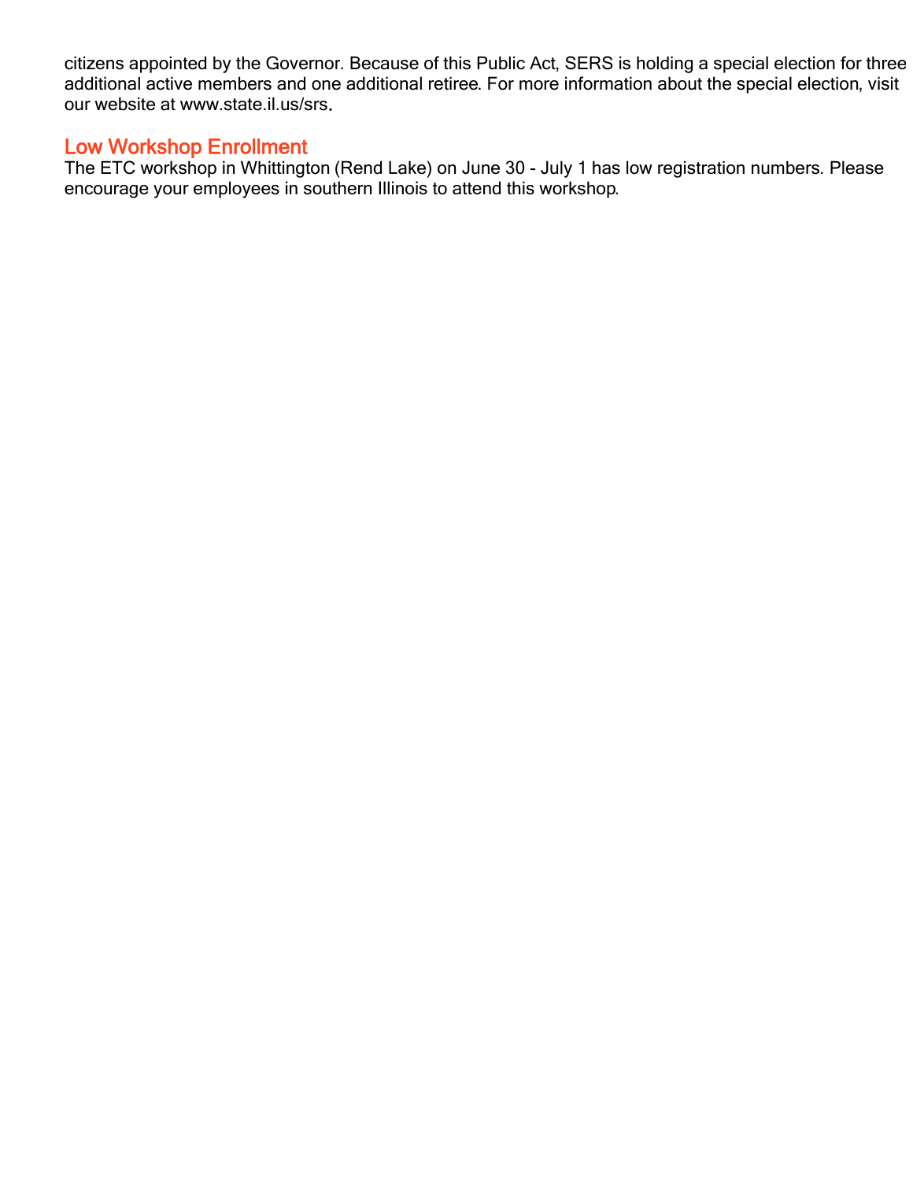citizens appointed by the Governor. Because of this Public Act, SERS is holding a special election for three additional active members and one additional retiree. For more information about the special election, visit our website at www.state.il.us/srs.

## Low Workshop Enrollment

The ETC workshop in Whittington (Rend Lake) on June 30 - July 1 has low registration numbers. Please encourage your employees in southern Illinois to attend this workshop.